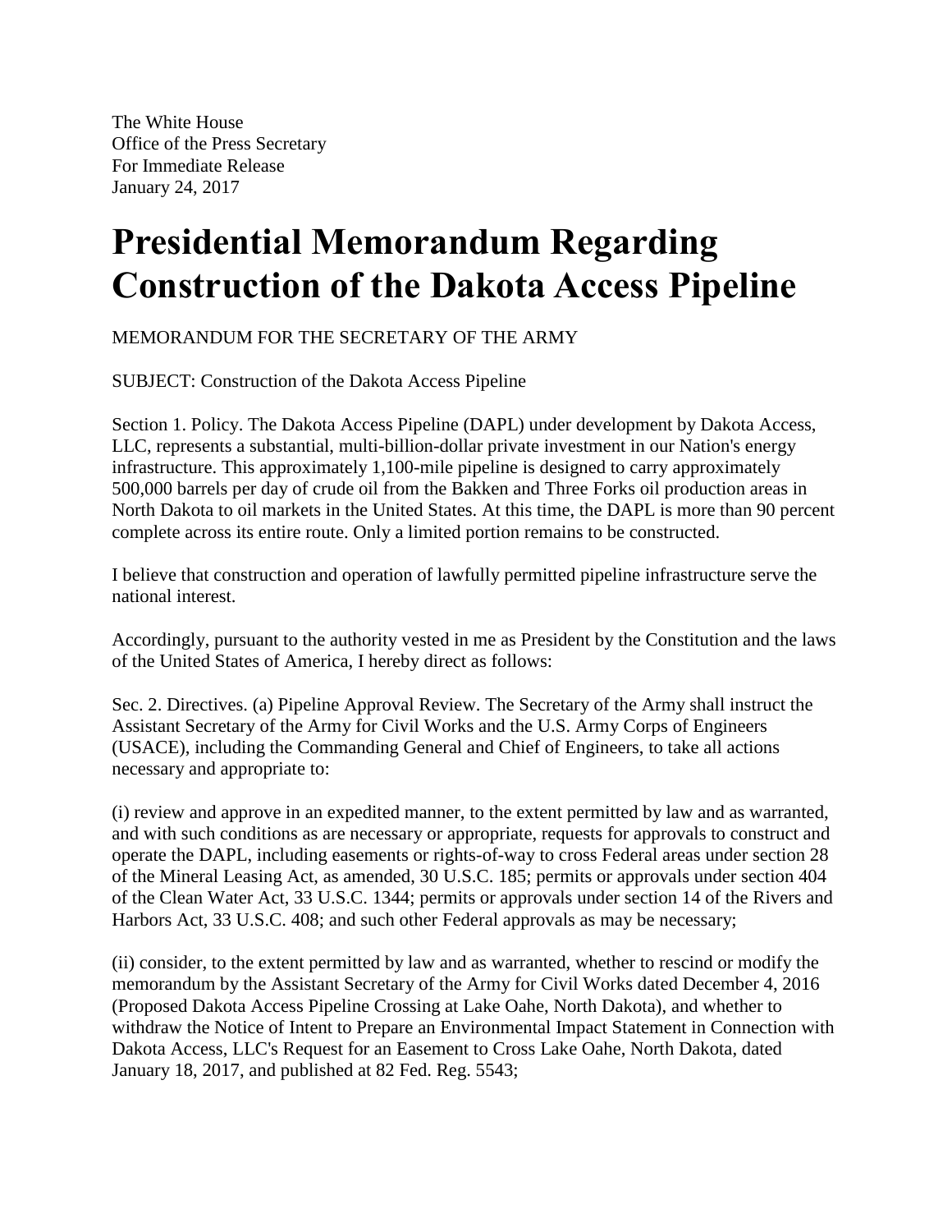The White House
Office of the Press Secretary
For Immediate Release
January 24, 2017

# Presidential Memorandum Regarding Construction of the Dakota Access Pipeline

MEMORANDUM FOR THE SECRETARY OF THE ARMY

SUBJECT: Construction of the Dakota Access Pipeline

Section 1. Policy. The Dakota Access Pipeline (DAPL) under development by Dakota Access, LLC, represents a substantial, multi-billion-dollar private investment in our Nation's energy infrastructure. This approximately 1,100-mile pipeline is designed to carry approximately 500,000 barrels per day of crude oil from the Bakken and Three Forks oil production areas in North Dakota to oil markets in the United States. At this time, the DAPL is more than 90 percent complete across its entire route. Only a limited portion remains to be constructed.

I believe that construction and operation of lawfully permitted pipeline infrastructure serve the national interest.

Accordingly, pursuant to the authority vested in me as President by the Constitution and the laws of the United States of America, I hereby direct as follows:

Sec. 2. Directives. (a) Pipeline Approval Review. The Secretary of the Army shall instruct the Assistant Secretary of the Army for Civil Works and the U.S. Army Corps of Engineers (USACE), including the Commanding General and Chief of Engineers, to take all actions necessary and appropriate to:

(i) review and approve in an expedited manner, to the extent permitted by law and as warranted, and with such conditions as are necessary or appropriate, requests for approvals to construct and operate the DAPL, including easements or rights-of-way to cross Federal areas under section 28 of the Mineral Leasing Act, as amended, 30 U.S.C. 185; permits or approvals under section 404 of the Clean Water Act, 33 U.S.C. 1344; permits or approvals under section 14 of the Rivers and Harbors Act, 33 U.S.C. 408; and such other Federal approvals as may be necessary;

(ii) consider, to the extent permitted by law and as warranted, whether to rescind or modify the memorandum by the Assistant Secretary of the Army for Civil Works dated December 4, 2016 (Proposed Dakota Access Pipeline Crossing at Lake Oahe, North Dakota), and whether to withdraw the Notice of Intent to Prepare an Environmental Impact Statement in Connection with Dakota Access, LLC's Request for an Easement to Cross Lake Oahe, North Dakota, dated January 18, 2017, and published at 82 Fed. Reg. 5543;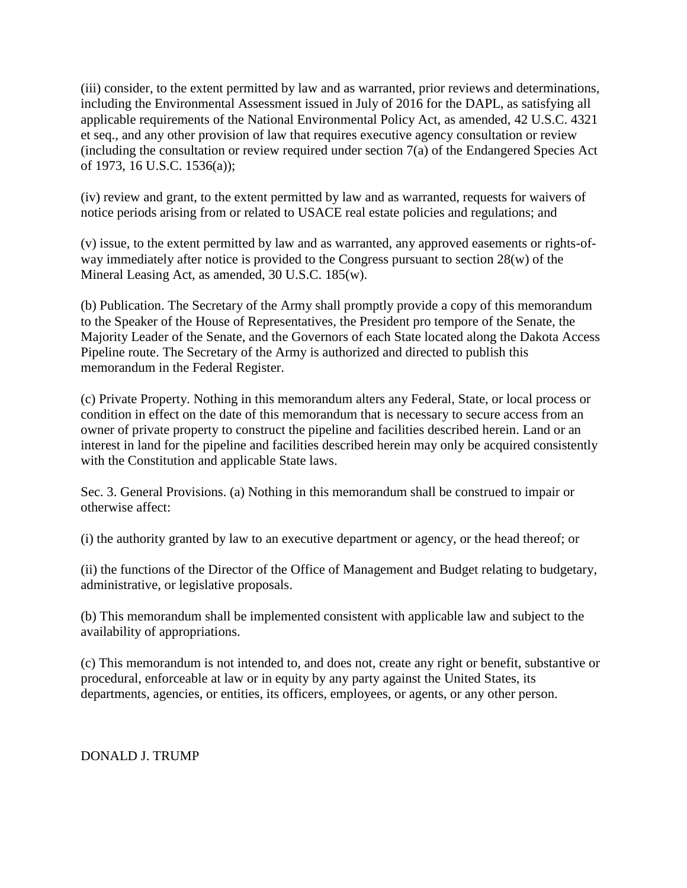(iii) consider, to the extent permitted by law and as warranted, prior reviews and determinations, including the Environmental Assessment issued in July of 2016 for the DAPL, as satisfying all applicable requirements of the National Environmental Policy Act, as amended, 42 U.S.C. 4321 et seq., and any other provision of law that requires executive agency consultation or review (including the consultation or review required under section 7(a) of the Endangered Species Act of 1973, 16 U.S.C. 1536(a));

(iv) review and grant, to the extent permitted by law and as warranted, requests for waivers of notice periods arising from or related to USACE real estate policies and regulations; and

(v) issue, to the extent permitted by law and as warranted, any approved easements or rights-of-way immediately after notice is provided to the Congress pursuant to section 28(w) of the Mineral Leasing Act, as amended, 30 U.S.C. 185(w).

(b) Publication. The Secretary of the Army shall promptly provide a copy of this memorandum to the Speaker of the House of Representatives, the President pro tempore of the Senate, the Majority Leader of the Senate, and the Governors of each State located along the Dakota Access Pipeline route. The Secretary of the Army is authorized and directed to publish this memorandum in the Federal Register.

(c) Private Property. Nothing in this memorandum alters any Federal, State, or local process or condition in effect on the date of this memorandum that is necessary to secure access from an owner of private property to construct the pipeline and facilities described herein. Land or an interest in land for the pipeline and facilities described herein may only be acquired consistently with the Constitution and applicable State laws.

Sec. 3. General Provisions. (a) Nothing in this memorandum shall be construed to impair or otherwise affect:

(i) the authority granted by law to an executive department or agency, or the head thereof; or

(ii) the functions of the Director of the Office of Management and Budget relating to budgetary, administrative, or legislative proposals.

(b) This memorandum shall be implemented consistent with applicable law and subject to the availability of appropriations.

(c) This memorandum is not intended to, and does not, create any right or benefit, substantive or procedural, enforceable at law or in equity by any party against the United States, its departments, agencies, or entities, its officers, employees, or agents, or any other person.

DONALD J. TRUMP